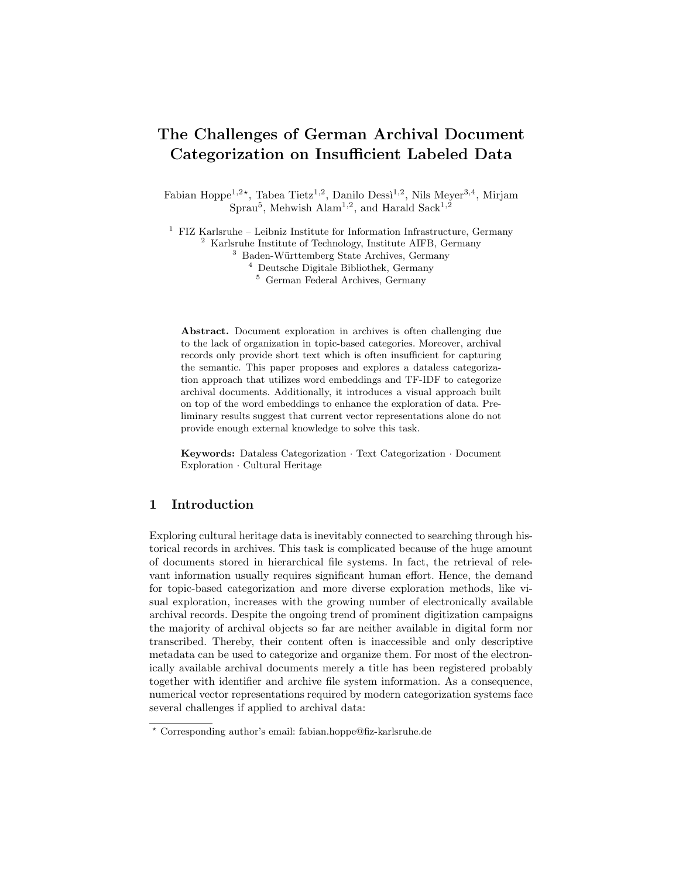# The Challenges of German Archival Document Categorization on Insufficient Labeled Data

Fabian Hoppe[1,2*], Tabea Tietz[1,2], Danilo Dessì[1,2], Nils Meyer[3,4], Mirjam Sprau[5], Mehwish Alam[1,2], and Harald Sack[1,2]

[1] FIZ Karlsruhe – Leibniz Institute for Information Infrastructure, Germany
[2] Karlsruhe Institute of Technology, Institute AIFB, Germany
[3] Baden-Württemberg State Archives, Germany
[4] Deutsche Digitale Bibliothek, Germany
[5] German Federal Archives, Germany

**Abstract.** Document exploration in archives is often challenging due to the lack of organization in topic-based categories. Moreover, archival records only provide short text which is often insufficient for capturing the semantic. This paper proposes and explores a dataless categorization approach that utilizes word embeddings and TF-IDF to categorize archival documents. Additionally, it introduces a visual approach built on top of the word embeddings to enhance the exploration of data. Preliminary results suggest that current vector representations alone do not provide enough external knowledge to solve this task.

**Keywords:** Dataless Categorization · Text Categorization · Document Exploration · Cultural Heritage

## 1 Introduction

Exploring cultural heritage data is inevitably connected to searching through historical records in archives. This task is complicated because of the huge amount of documents stored in hierarchical file systems. In fact, the retrieval of relevant information usually requires significant human effort. Hence, the demand for topic-based categorization and more diverse exploration methods, like visual exploration, increases with the growing number of electronically available archival records. Despite the ongoing trend of prominent digitization campaigns the majority of archival objects so far are neither available in digital form nor transcribed. Thereby, their content often is inaccessible and only descriptive metadata can be used to categorize and organize them. For most of the electronically available archival documents merely a title has been registered probably together with identifier and archive file system information. As a consequence, numerical vector representations required by modern categorization systems face several challenges if applied to archival data:

[*] Corresponding author's email: fabian.hoppe@fiz-karlsruhe.de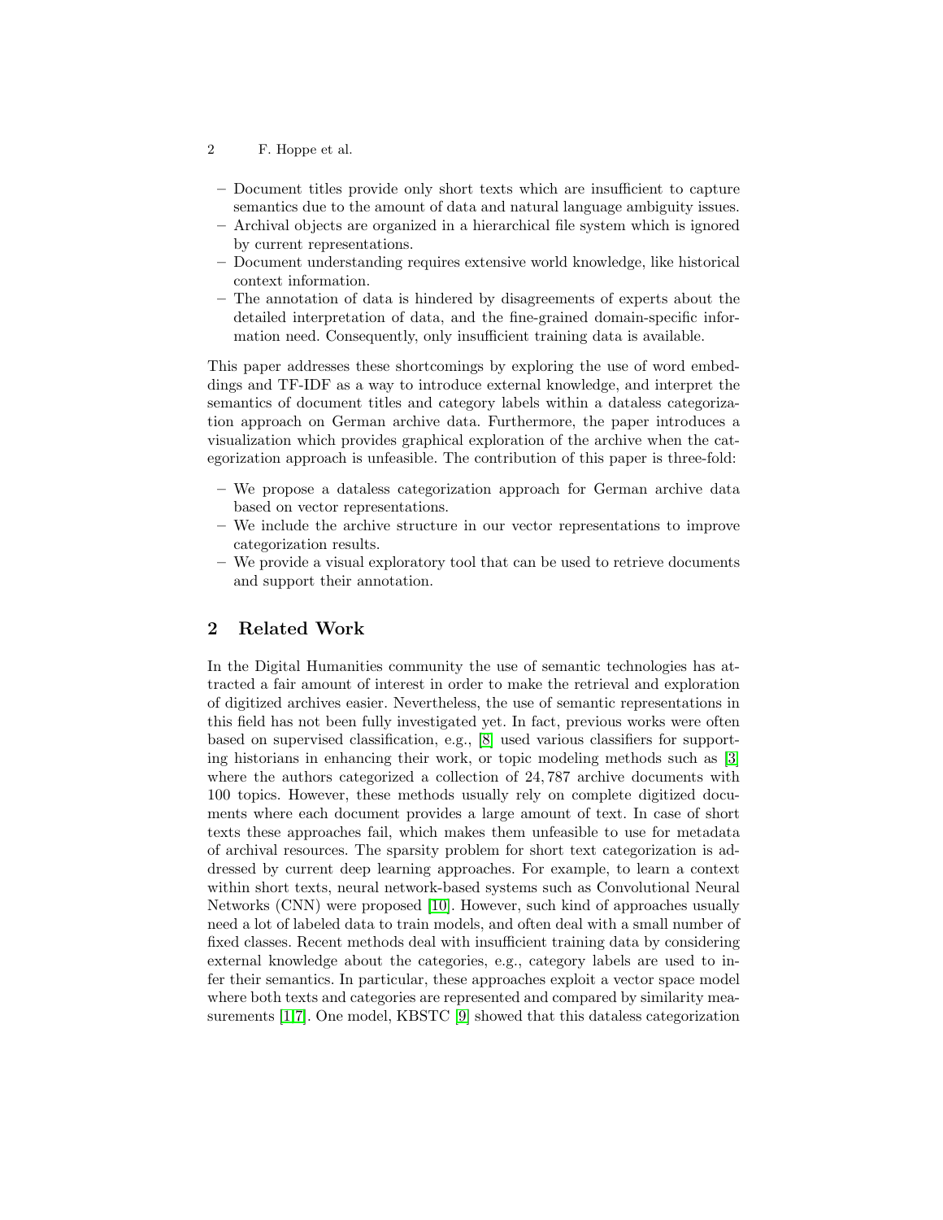- Document titles provide only short texts which are insufficient to capture semantics due to the amount of data and natural language ambiguity issues.
- Archival objects are organized in a hierarchical file system which is ignored by current representations.
- Document understanding requires extensive world knowledge, like historical context information.
- The annotation of data is hindered by disagreements of experts about the detailed interpretation of data, and the fine-grained domain-specific information need. Consequently, only insufficient training data is available.

This paper addresses these shortcomings by exploring the use of word embeddings and TF-IDF as a way to introduce external knowledge, and interpret the semantics of document titles and category labels within a dataless categorization approach on German archive data. Furthermore, the paper introduces a visualization which provides graphical exploration of the archive when the categorization approach is unfeasible. The contribution of this paper is three-fold:

- We propose a dataless categorization approach for German archive data based on vector representations.
- We include the archive structure in our vector representations to improve categorization results.
- We provide a visual exploratory tool that can be used to retrieve documents and support their annotation.

## 2 Related Work

In the Digital Humanities community the use of semantic technologies has attracted a fair amount of interest in order to make the retrieval and exploration of digitized archives easier. Nevertheless, the use of semantic representations in this field has not been fully investigated yet. In fact, previous works were often based on supervised classification, e.g., [8] used various classifiers for supporting historians in enhancing their work, or topic modeling methods such as [3] where the authors categorized a collection of 24,787 archive documents with 100 topics. However, these methods usually rely on complete digitized documents where each document provides a large amount of text. In case of short texts these approaches fail, which makes them unfeasible to use for metadata of archival resources. The sparsity problem for short text categorization is addressed by current deep learning approaches. For example, to learn a context within short texts, neural network-based systems such as Convolutional Neural Networks (CNN) were proposed [10]. However, such kind of approaches usually need a lot of labeled data to train models, and often deal with a small number of fixed classes. Recent methods deal with insufficient training data by considering external knowledge about the categories, e.g., category labels are used to infer their semantics. In particular, these approaches exploit a vector space model where both texts and categories are represented and compared by similarity measurements [1,7]. One model, KBSTC [9] showed that this dataless categorization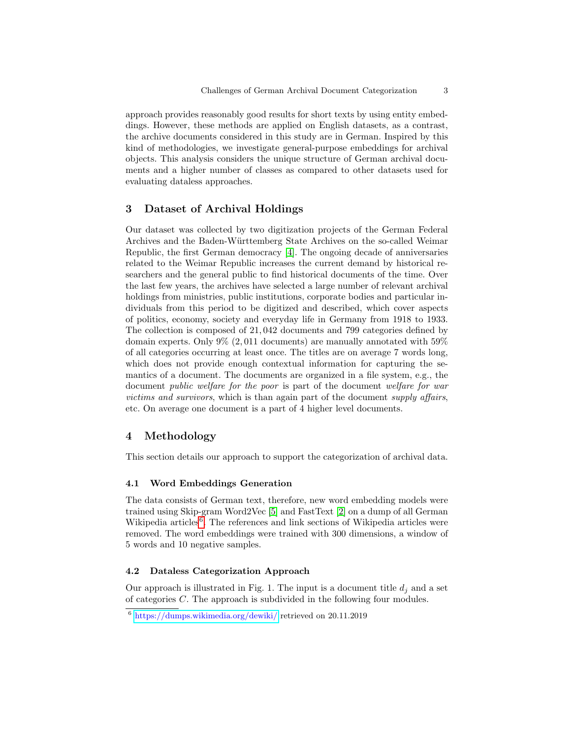approach provides reasonably good results for short texts by using entity embeddings. However, these methods are applied on English datasets, as a contrast, the archive documents considered in this study are in German. Inspired by this kind of methodologies, we investigate general-purpose embeddings for archival objects. This analysis considers the unique structure of German archival documents and a higher number of classes as compared to other datasets used for evaluating dataless approaches.

## 3 Dataset of Archival Holdings

Our dataset was collected by two digitization projects of the German Federal Archives and the Baden-Württemberg State Archives on the so-called Weimar Republic, the first German democracy [4]. The ongoing decade of anniversaries related to the Weimar Republic increases the current demand by historical researchers and the general public to find historical documents of the time. Over the last few years, the archives have selected a large number of relevant archival holdings from ministries, public institutions, corporate bodies and particular individuals from this period to be digitized and described, which cover aspects of politics, economy, society and everyday life in Germany from 1918 to 1933. The collection is composed of 21,042 documents and 799 categories defined by domain experts. Only 9% (2,011 documents) are manually annotated with 59% of all categories occurring at least once. The titles are on average 7 words long, which does not provide enough contextual information for capturing the semantics of a document. The documents are organized in a file system, e.g., the document *public welfare for the poor* is part of the document *welfare for war victims and survivors*, which is than again part of the document *supply affairs*, etc. On average one document is a part of 4 higher level documents.

## 4 Methodology

This section details our approach to support the categorization of archival data.

### 4.1 Word Embeddings Generation

The data consists of German text, therefore, new word embedding models were trained using Skip-gram Word2Vec [5] and FastText [2] on a dump of all German Wikipedia articles[6]. The references and link sections of Wikipedia articles were removed. The word embeddings were trained with 300 dimensions, a window of 5 words and 10 negative samples.

### 4.2 Dataless Categorization Approach

Our approach is illustrated in Fig. 1. The input is a document title $d_j$ and a set of categories $C$. The approach is subdivided in the following four modules.

[6] https://dumps.wikimedia.org/dewiki/ retrieved on 20.11.2019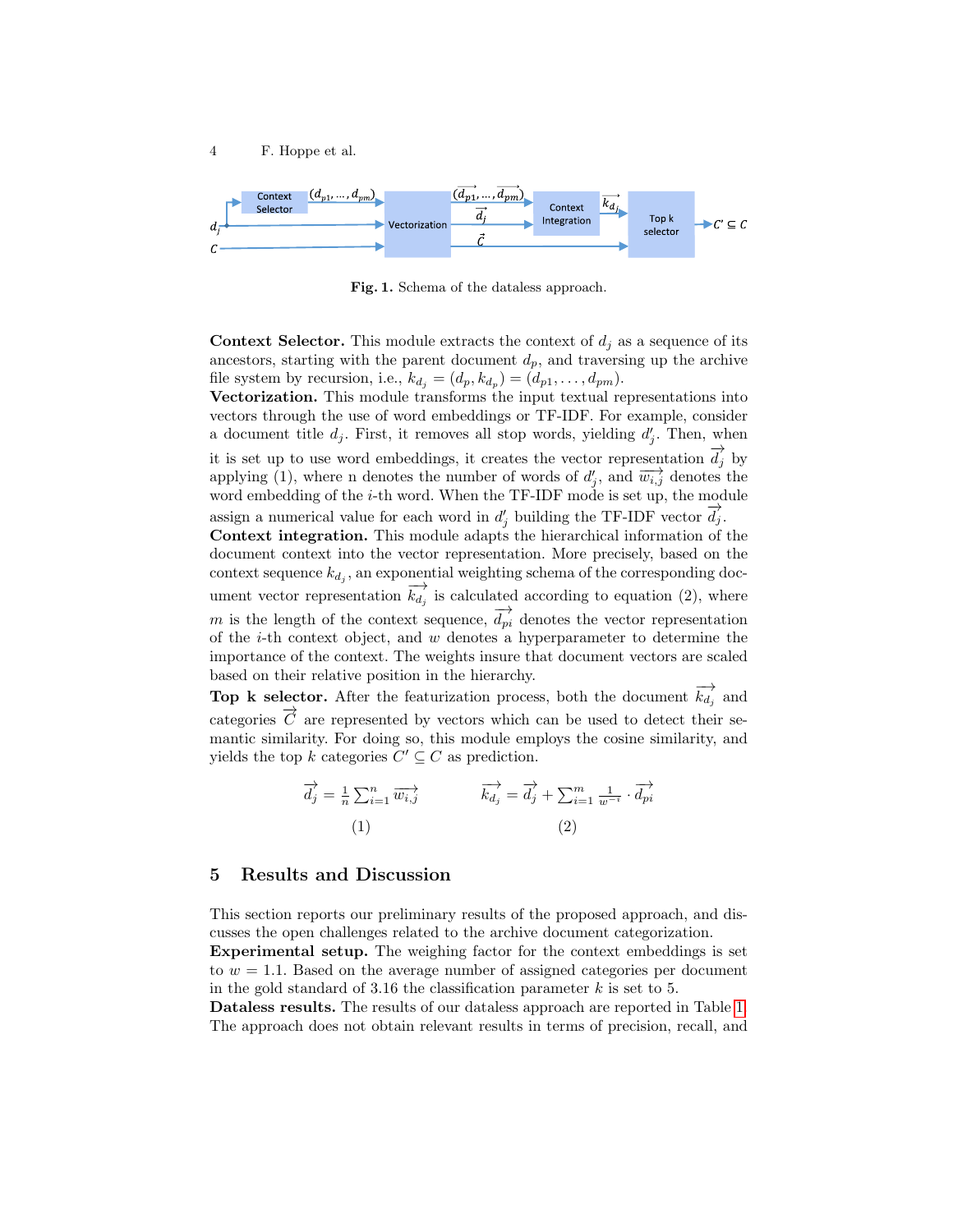Fig. 1. Schema of the dataless approach.

**Context Selector.** This module extracts the context of $d_j$ as a sequence of its ancestors, starting with the parent document $d_p$, and traversing up the archive file system by recursion, i.e., $k_{d_j} = (d_p, k_{d_p}) = (d_{p1}, \ldots, d_{pm})$.

**Vectorization.** This module transforms the input textual representations into vectors through the use of word embeddings or TF-IDF. For example, consider a document title $d_j$. First, it removes all stop words, yielding $d'_j$. Then, when it is set up to use word embeddings, it creates the vector representation $\overrightarrow{d'_j}$ by applying (1), where n denotes the number of words of $d'_j$, and $\overrightarrow{w_{i,j}}$ denotes the word embedding of the $i$-th word. When the TF-IDF mode is set up, the module assign a numerical value for each word in $d'_j$ building the TF-IDF vector $\overrightarrow{d'_j}$.

**Context integration.** This module adapts the hierarchical information of the document context into the vector representation. More precisely, based on the context sequence $k_{d_j}$, an exponential weighting schema of the corresponding document vector representation $\overrightarrow{k_{d_j}}$ is calculated according to equation (2), where $m$ is the length of the context sequence, $\overrightarrow{d_{pi}}$ denotes the vector representation of the $i$-th context object, and $w$ denotes a hyperparameter to determine the importance of the context. The weights insure that document vectors are scaled based on their relative position in the hierarchy.

**Top k selector.** After the featurization process, both the document $\overrightarrow{k_{d_j}}$ and categories $\overrightarrow{C}$ are represented by vectors which can be used to detect their semantic similarity. For doing so, this module employs the cosine similarity, and yields the top $k$ categories $C' \subseteq C$ as prediction.

$$\overrightarrow{d'_j} = \frac{1}{n}\sum_{i=1}^{n} \overrightarrow{w_{i,j}} \quad (1) \qquad\qquad \overrightarrow{k_{d_j}} = \overrightarrow{d'_j} + \sum_{i=1}^{m} \frac{1}{w^{-i}} \cdot \overrightarrow{d_{pi}} \quad (2)$$

## 5 Results and Discussion

This section reports our preliminary results of the proposed approach, and discusses the open challenges related to the archive document categorization.

**Experimental setup.** The weighing factor for the context embeddings is set to $w = 1.1$. Based on the average number of assigned categories per document in the gold standard of 3.16 the classification parameter $k$ is set to 5.

**Dataless results.** The results of our dataless approach are reported in Table 1. The approach does not obtain relevant results in terms of precision, recall, and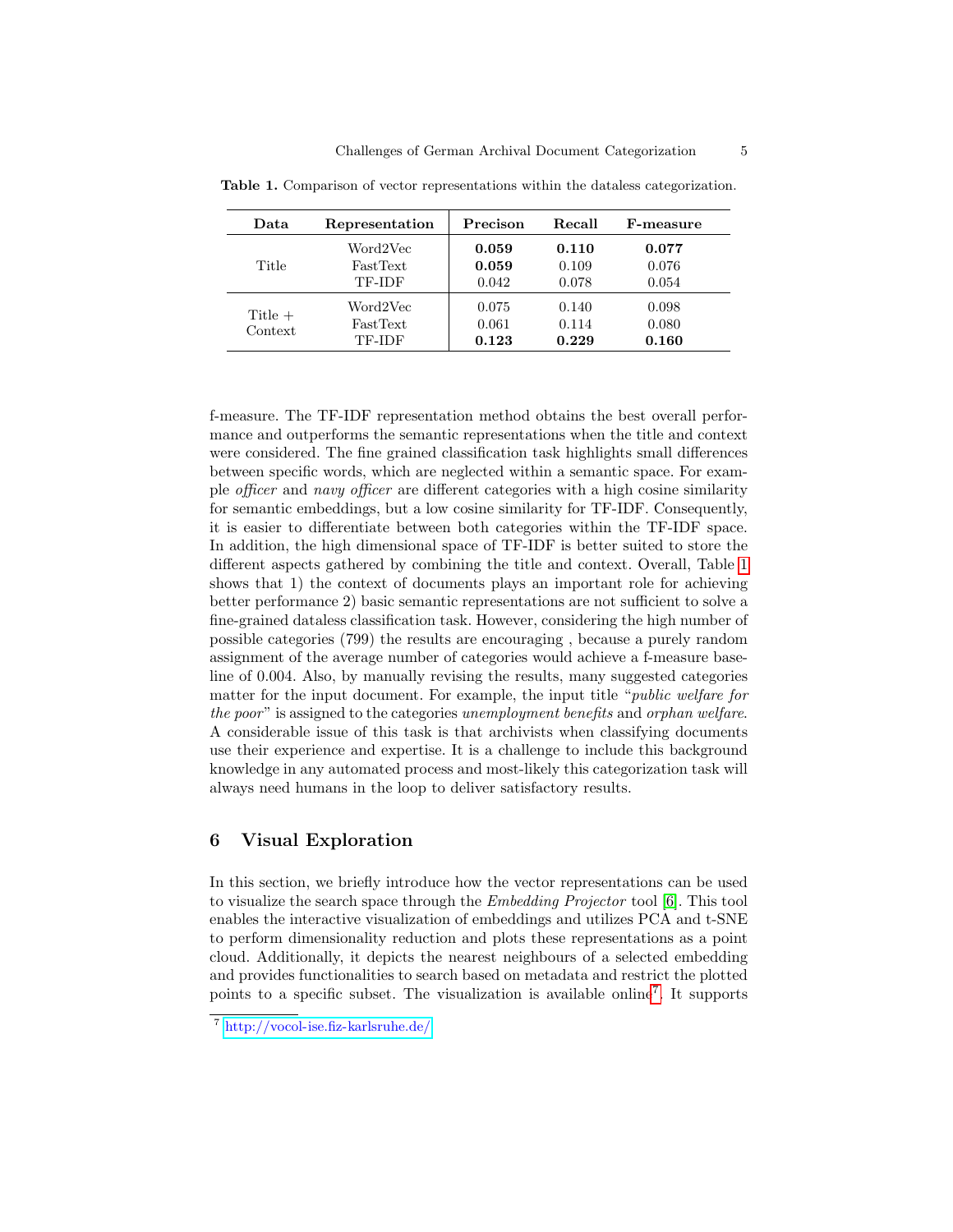**Table 1.** Comparison of vector representations within the dataless categorization.

| Data | Representation | Precison | Recall | F-measure |
| --- | --- | --- | --- | --- |
| Title | Word2Vec | **0.059** | **0.110** | **0.077** |
| | FastText | **0.059** | 0.109 | 0.076 |
| | TF-IDF | 0.042 | 0.078 | 0.054 |
| Title + Context | Word2Vec | 0.075 | 0.140 | 0.098 |
| | FastText | 0.061 | 0.114 | 0.080 |
| | TF-IDF | **0.123** | **0.229** | **0.160** |

f-measure. The TF-IDF representation method obtains the best overall performance and outperforms the semantic representations when the title and context were considered. The fine grained classification task highlights small differences between specific words, which are neglected within a semantic space. For example *officer* and *navy officer* are different categories with a high cosine similarity for semantic embeddings, but a low cosine similarity for TF-IDF. Consequently, it is easier to differentiate between both categories within the TF-IDF space. In addition, the high dimensional space of TF-IDF is better suited to store the different aspects gathered by combining the title and context. Overall, Table 1 shows that 1) the context of documents plays an important role for achieving better performance 2) basic semantic representations are not sufficient to solve a fine-grained dataless classification task. However, considering the high number of possible categories (799) the results are encouraging , because a purely random assignment of the average number of categories would achieve a f-measure baseline of 0.004. Also, by manually revising the results, many suggested categories matter for the input document. For example, the input title "*public welfare for the poor*" is assigned to the categories *unemployment benefits* and *orphan welfare*. A considerable issue of this task is that archivists when classifying documents use their experience and expertise. It is a challenge to include this background knowledge in any automated process and most-likely this categorization task will always need humans in the loop to deliver satisfactory results.

## 6 Visual Exploration

In this section, we briefly introduce how the vector representations can be used to visualize the search space through the *Embedding Projector* tool [6]. This tool enables the interactive visualization of embeddings and utilizes PCA and t-SNE to perform dimensionality reduction and plots these representations as a point cloud. Additionally, it depicts the nearest neighbours of a selected embedding and provides functionalities to search based on metadata and restrict the plotted points to a specific subset. The visualization is available online[7]. It supports

[7] http://vocol-ise.fiz-karlsruhe.de/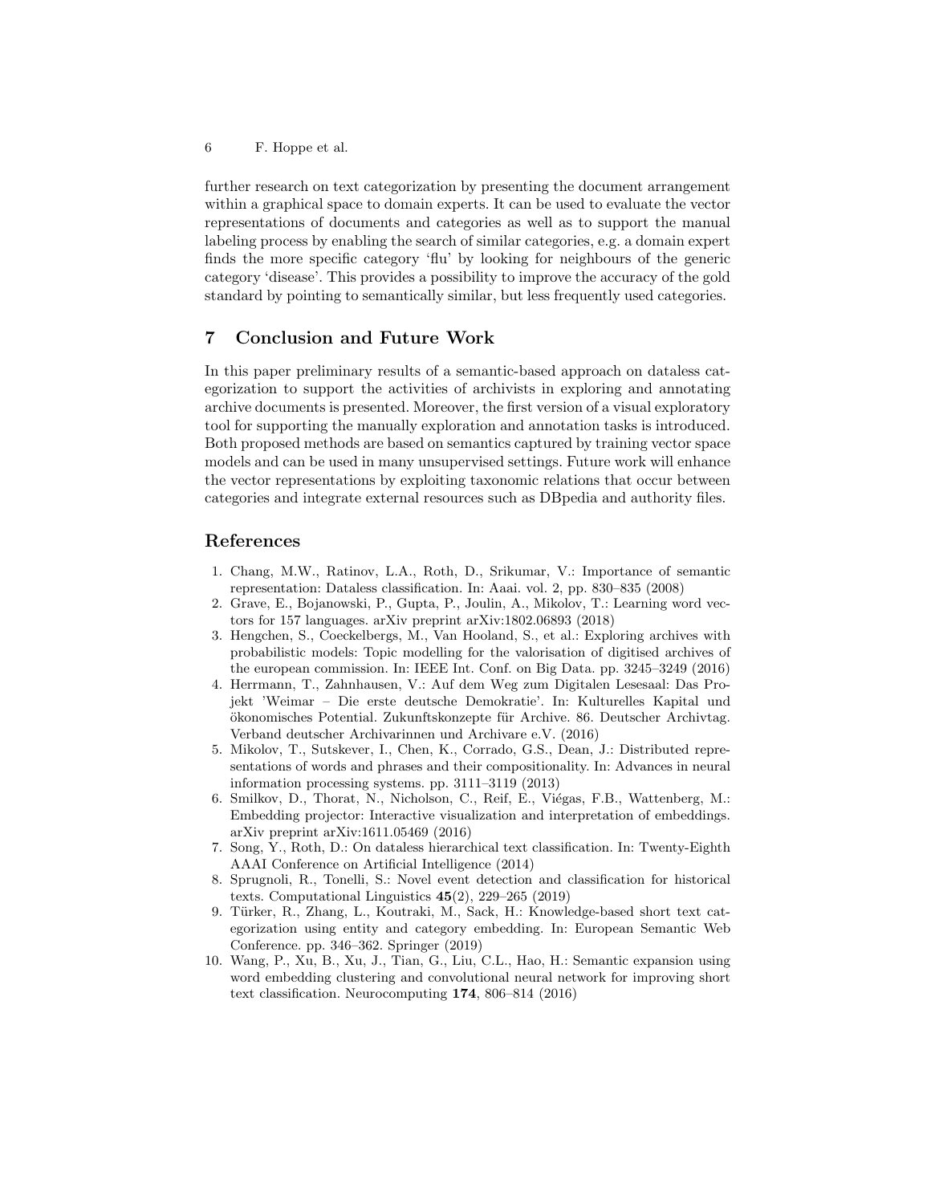further research on text categorization by presenting the document arrangement within a graphical space to domain experts. It can be used to evaluate the vector representations of documents and categories as well as to support the manual labeling process by enabling the search of similar categories, e.g. a domain expert finds the more specific category 'flu' by looking for neighbours of the generic category 'disease'. This provides a possibility to improve the accuracy of the gold standard by pointing to semantically similar, but less frequently used categories.

## 7 Conclusion and Future Work

In this paper preliminary results of a semantic-based approach on dataless categorization to support the activities of archivists in exploring and annotating archive documents is presented. Moreover, the first version of a visual exploratory tool for supporting the manually exploration and annotation tasks is introduced. Both proposed methods are based on semantics captured by training vector space models and can be used in many unsupervised settings. Future work will enhance the vector representations by exploiting taxonomic relations that occur between categories and integrate external resources such as DBpedia and authority files.

## References

1. Chang, M.W., Ratinov, L.A., Roth, D., Srikumar, V.: Importance of semantic representation: Dataless classification. In: Aaai. vol. 2, pp. 830–835 (2008)
2. Grave, E., Bojanowski, P., Gupta, P., Joulin, A., Mikolov, T.: Learning word vectors for 157 languages. arXiv preprint arXiv:1802.06893 (2018)
3. Hengchen, S., Coeckelbergs, M., Van Hooland, S., et al.: Exploring archives with probabilistic models: Topic modelling for the valorisation of digitised archives of the european commission. In: IEEE Int. Conf. on Big Data. pp. 3245–3249 (2016)
4. Herrmann, T., Zahnhausen, V.: Auf dem Weg zum Digitalen Lesesaal: Das Projekt 'Weimar – Die erste deutsche Demokratie'. In: Kulturelles Kapital und ökonomisches Potential. Zukunftskonzepte für Archive. 86. Deutscher Archivtag. Verband deutscher Archivarinnen und Archivare e.V. (2016)
5. Mikolov, T., Sutskever, I., Chen, K., Corrado, G.S., Dean, J.: Distributed representations of words and phrases and their compositionality. In: Advances in neural information processing systems. pp. 3111–3119 (2013)
6. Smilkov, D., Thorat, N., Nicholson, C., Reif, E., Viégas, F.B., Wattenberg, M.: Embedding projector: Interactive visualization and interpretation of embeddings. arXiv preprint arXiv:1611.05469 (2016)
7. Song, Y., Roth, D.: On dataless hierarchical text classification. In: Twenty-Eighth AAAI Conference on Artificial Intelligence (2014)
8. Sprugnoli, R., Tonelli, S.: Novel event detection and classification for historical texts. Computational Linguistics **45**(2), 229–265 (2019)
9. Türker, R., Zhang, L., Koutraki, M., Sack, H.: Knowledge-based short text categorization using entity and category embedding. In: European Semantic Web Conference. pp. 346–362. Springer (2019)
10. Wang, P., Xu, B., Xu, J., Tian, G., Liu, C.L., Hao, H.: Semantic expansion using word embedding clustering and convolutional neural network for improving short text classification. Neurocomputing **174**, 806–814 (2016)